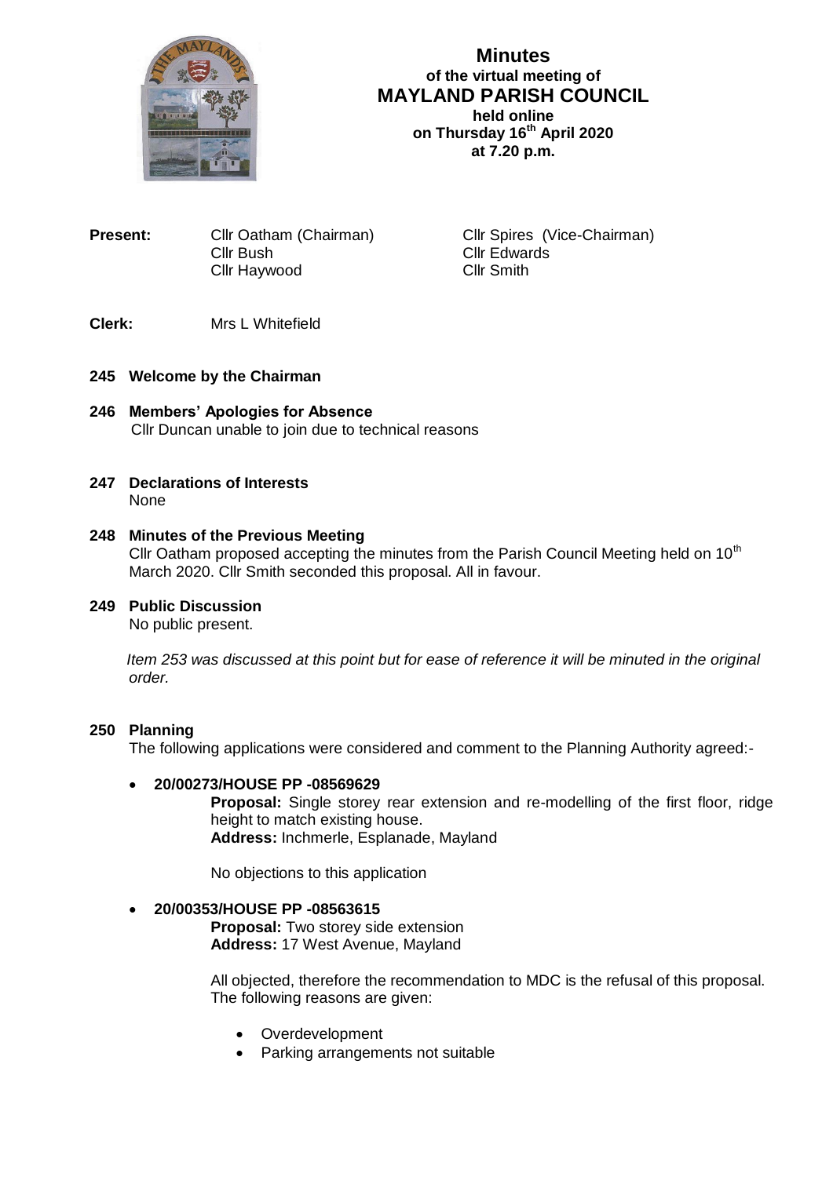# Minutes
**of the virtual meeting of**
## MAYLAND PARISH COUNCIL
**held online**
**on Thursday 16th April 2020**
**at 7.20 p.m.**

**Present:** Cllr Oatham (Chairman), Cllr Spires (Vice-Chairman), Cllr Bush, Cllr Edwards, Cllr Haywood, Cllr Smith

**Clerk:** Mrs L Whitefield

### 245 Welcome by the Chairman

### 246 Members' Apologies for Absence
Cllr Duncan unable to join due to technical reasons

### 247 Declarations of Interests
None

### 248 Minutes of the Previous Meeting
Cllr Oatham proposed accepting the minutes from the Parish Council Meeting held on 10th March 2020. Cllr Smith seconded this proposal. All in favour.

### 249 Public Discussion
No public present.

*Item 253 was discussed at this point but for ease of reference it will be minuted in the original order.*

### 250 Planning
The following applications were considered and comment to the Planning Authority agreed:-

- **20/00273/HOUSE PP -08569629**
  **Proposal:** Single storey rear extension and re-modelling of the first floor, ridge height to match existing house.
  **Address:** Inchmerle, Esplanade, Mayland

  No objections to this application

- **20/00353/HOUSE PP -08563615**
  **Proposal:** Two storey side extension
  **Address:** 17 West Avenue, Mayland

  All objected, therefore the recommendation to MDC is the refusal of this proposal. The following reasons are given:

  - Overdevelopment
  - Parking arrangements not suitable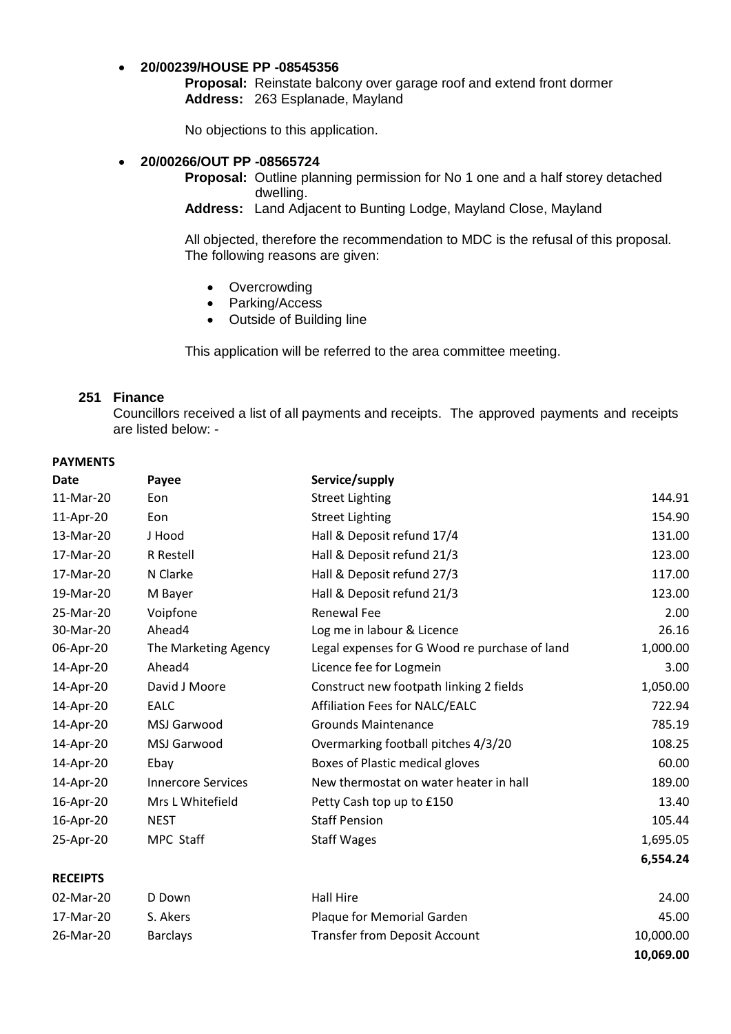- **20/00239/HOUSE PP -08545356**

  **Proposal:** Reinstate balcony over garage roof and extend front dormer
  **Address:** 263 Esplanade, Mayland

  No objections to this application.

- **20/00266/OUT PP -08565724**

  **Proposal:** Outline planning permission for No 1 one and a half storey detached dwelling.
  **Address:** Land Adjacent to Bunting Lodge, Mayland Close, Mayland

  All objected, therefore the recommendation to MDC is the refusal of this proposal. The following reasons are given:

  - Overcrowding
  - Parking/Access
  - Outside of Building line

  This application will be referred to the area committee meeting.

### 251 Finance

Councillors received a list of all payments and receipts. The approved payments and receipts are listed below: -

**PAYMENTS**

| Date | Payee | Service/supply | |
|---|---|---|---|
| 11-Mar-20 | Eon | Street Lighting | 144.91 |
| 11-Apr-20 | Eon | Street Lighting | 154.90 |
| 13-Mar-20 | J Hood | Hall & Deposit refund 17/4 | 131.00 |
| 17-Mar-20 | R Restell | Hall & Deposit refund 21/3 | 123.00 |
| 17-Mar-20 | N Clarke | Hall & Deposit refund 27/3 | 117.00 |
| 19-Mar-20 | M Bayer | Hall & Deposit refund 21/3 | 123.00 |
| 25-Mar-20 | Voipfone | Renewal Fee | 2.00 |
| 30-Mar-20 | Ahead4 | Log me in labour & Licence | 26.16 |
| 06-Apr-20 | The Marketing Agency | Legal expenses for G Wood re purchase of land | 1,000.00 |
| 14-Apr-20 | Ahead4 | Licence fee for Logmein | 3.00 |
| 14-Apr-20 | David J Moore | Construct new footpath linking 2 fields | 1,050.00 |
| 14-Apr-20 | EALC | Affiliation Fees for NALC/EALC | 722.94 |
| 14-Apr-20 | MSJ Garwood | Grounds Maintenance | 785.19 |
| 14-Apr-20 | MSJ Garwood | Overmarking football pitches 4/3/20 | 108.25 |
| 14-Apr-20 | Ebay | Boxes of Plastic medical gloves | 60.00 |
| 14-Apr-20 | Innercore Services | New thermostat on water heater in hall | 189.00 |
| 16-Apr-20 | Mrs L Whitefield | Petty Cash top up to £150 | 13.40 |
| 16-Apr-20 | NEST | Staff Pension | 105.44 |
| 25-Apr-20 | MPC Staff | Staff Wages | 1,695.05 |
| | | | **6,554.24** |

**RECEIPTS**

| Date | Payee | Service/supply | |
|---|---|---|---|
| 02-Mar-20 | D Down | Hall Hire | 24.00 |
| 17-Mar-20 | S. Akers | Plaque for Memorial Garden | 45.00 |
| 26-Mar-20 | Barclays | Transfer from Deposit Account | 10,000.00 |
| | | | **10,069.00** |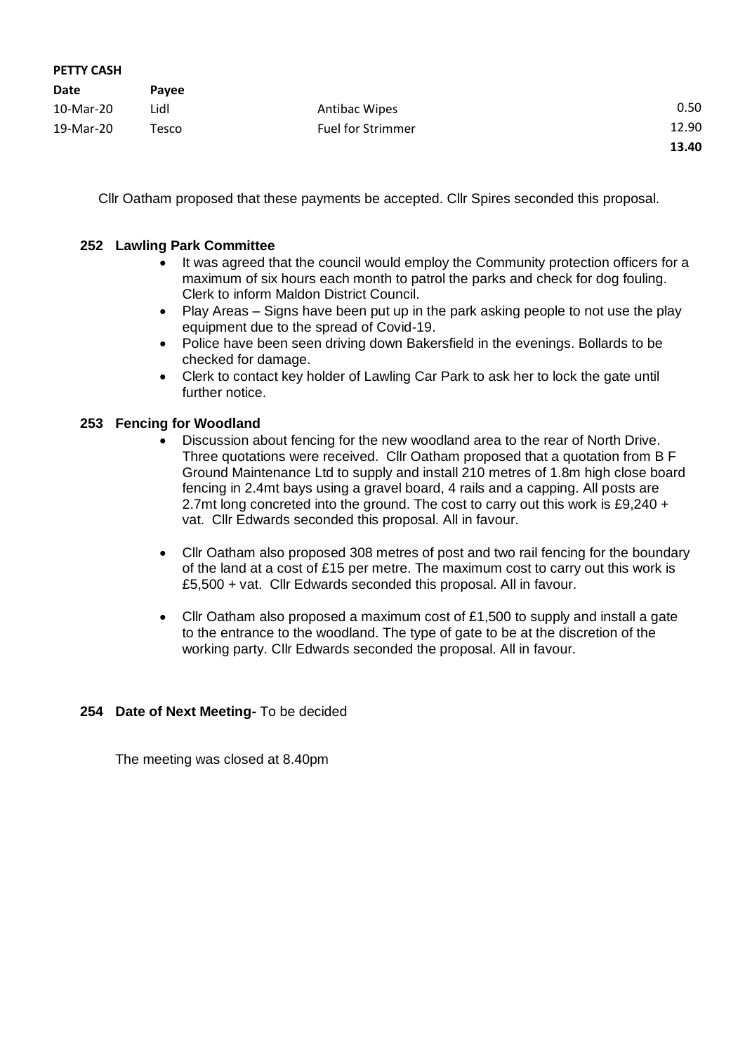**PETTY CASH**

| Date | Payee | | |
|---|---|---|---|
| 10-Mar-20 | Lidl | Antibac Wipes | 0.50 |
| 19-Mar-20 | Tesco | Fuel for Strimmer | 12.90 |
| | | | **13.40** |

Cllr Oatham proposed that these payments be accepted. Cllr Spires seconded this proposal.

**252 Lawling Park Committee**

- It was agreed that the council would employ the Community protection officers for a maximum of six hours each month to patrol the parks and check for dog fouling. Clerk to inform Maldon District Council.
- Play Areas – Signs have been put up in the park asking people to not use the play equipment due to the spread of Covid-19.
- Police have been seen driving down Bakersfield in the evenings. Bollards to be checked for damage.
- Clerk to contact key holder of Lawling Car Park to ask her to lock the gate until further notice.

**253 Fencing for Woodland**

- Discussion about fencing for the new woodland area to the rear of North Drive. Three quotations were received. Cllr Oatham proposed that a quotation from B F Ground Maintenance Ltd to supply and install 210 metres of 1.8m high close board fencing in 2.4mt bays using a gravel board, 4 rails and a capping. All posts are 2.7mt long concreted into the ground. The cost to carry out this work is £9,240 + vat. Cllr Edwards seconded this proposal. All in favour.

- Cllr Oatham also proposed 308 metres of post and two rail fencing for the boundary of the land at a cost of £15 per metre. The maximum cost to carry out this work is £5,500 + vat. Cllr Edwards seconded this proposal. All in favour.

- Cllr Oatham also proposed a maximum cost of £1,500 to supply and install a gate to the entrance to the woodland. The type of gate to be at the discretion of the working party. Cllr Edwards seconded the proposal. All in favour.

**254 Date of Next Meeting-** To be decided

The meeting was closed at 8.40pm